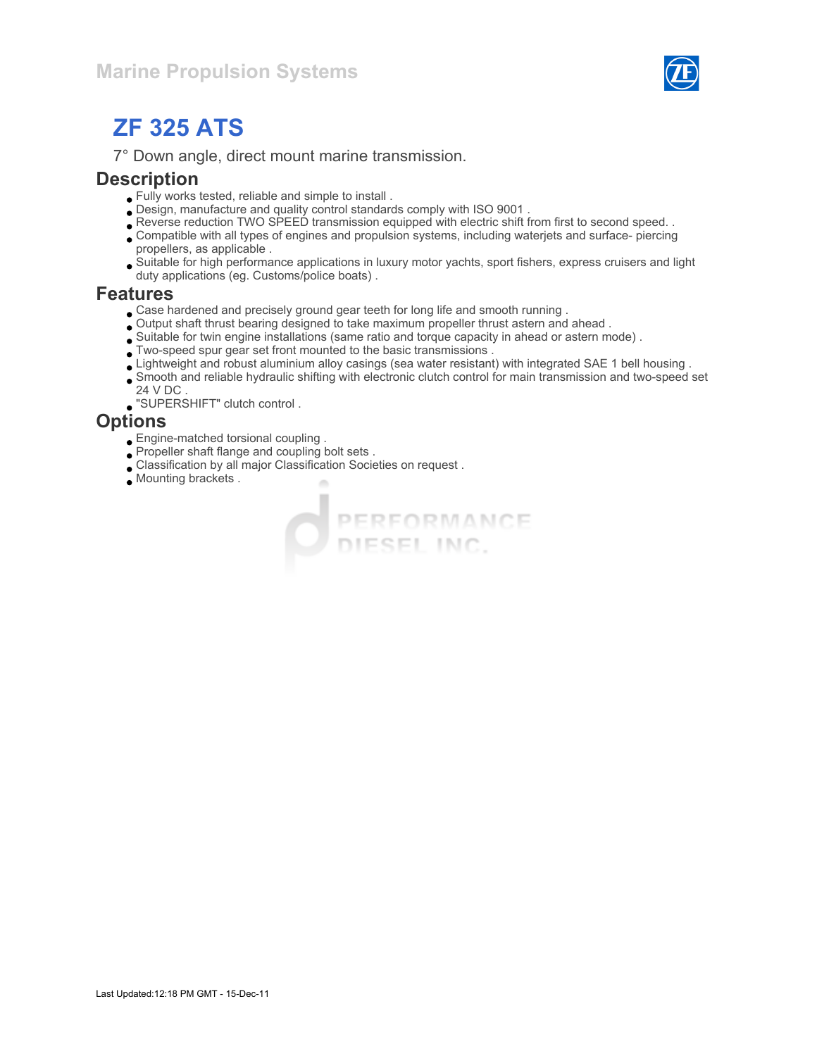Marine Propulsion Systems

# ZF 325 ATS

7° Down angle, direct mount marine transmission.

## Description

- Fully works tested, reliable and simple to install .
- Design, manufacture and quality control standards comply with ISO 9001 .
- Reverse reduction TWO SPEED transmission equipped with electric shift from first to second speed. .
- Compatible with all types of engines and propulsion systems, including waterjets and surface- piercing propellers, as applicable .
- Suitable for high performance applications in luxury motor yachts, sport fishers, express cruisers and light duty applications (eg. Customs/police boats) .

## Features

- Case hardened and precisely ground gear teeth for long life and smooth running .
- Output shaft thrust bearing designed to take maximum propeller thrust astern and ahead .
- Suitable for twin engine installations (same ratio and torque capacity in ahead or astern mode) .
- Two-speed spur gear set front mounted to the basic transmissions .
- Lightweight and robust aluminium alloy casings (sea water resistant) with integrated SAE 1 bell housing .
- Smooth and reliable hydraulic shifting with electronic clutch control for main transmission and two-speed set 24 V DC .
- "SUPERSHIFT" clutch control .

## Options

- Engine-matched torsional coupling .
- Propeller shaft flange and coupling bolt sets .
- Classification by all major Classification Societies on request .
- Mounting brackets .

Last Updated:12:18 PM GMT - 15-Dec-11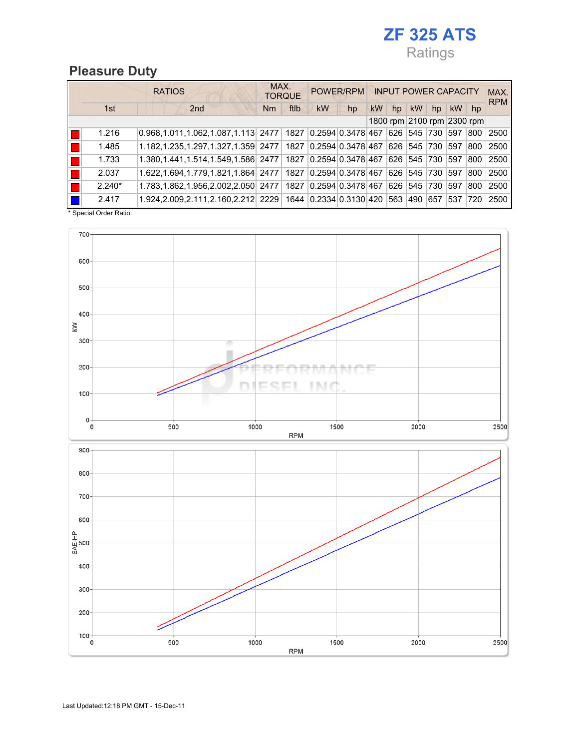# ZF 325 ATS

Ratings

## Pleasure Duty

| | RATIOS | | MAX. TORQUE | | POWER/RPM | | INPUT POWER CAPACITY | | | | | | MAX. RPM |
|---|---|---|---|---|---|---|---|---|---|---|---|---|---|
| | 1st | 2nd | Nm | ftlb | kW | hp | kW | hp | kW | hp | kW | hp | |
| | | | | | | | 1800 rpm | | 2100 rpm | | 2300 rpm | | |
| ■ (red) | 1.216 | 0.968,1.011,1.062,1.087,1.113 | 2477 | 1827 | 0.2594 | 0.3478 | 467 | 626 | 545 | 730 | 597 | 800 | 2500 |
| ■ (red) | 1.485 | 1.182,1.235,1.297,1.327,1.359 | 2477 | 1827 | 0.2594 | 0.3478 | 467 | 626 | 545 | 730 | 597 | 800 | 2500 |
| ■ (red) | 1.733 | 1.380,1.441,1.514,1.549,1.586 | 2477 | 1827 | 0.2594 | 0.3478 | 467 | 626 | 545 | 730 | 597 | 800 | 2500 |
| ■ (red) | 2.037 | 1.622,1.694,1.779,1.821,1.864 | 2477 | 1827 | 0.2594 | 0.3478 | 467 | 626 | 545 | 730 | 597 | 800 | 2500 |
| ■ (red) | 2.240* | 1.783,1.862,1.956,2.002,2.050 | 2477 | 1827 | 0.2594 | 0.3478 | 467 | 626 | 545 | 730 | 597 | 800 | 2500 |
| ■ (blue) | 2.417 | 1.924,2.009,2.111,2.160,2.212 | 2229 | 1644 | 0.2334 | 0.3130 | 420 | 563 | 490 | 657 | 537 | 720 | 2500 |

* Special Order Ratio.

Last Updated:12:18 PM GMT - 15-Dec-11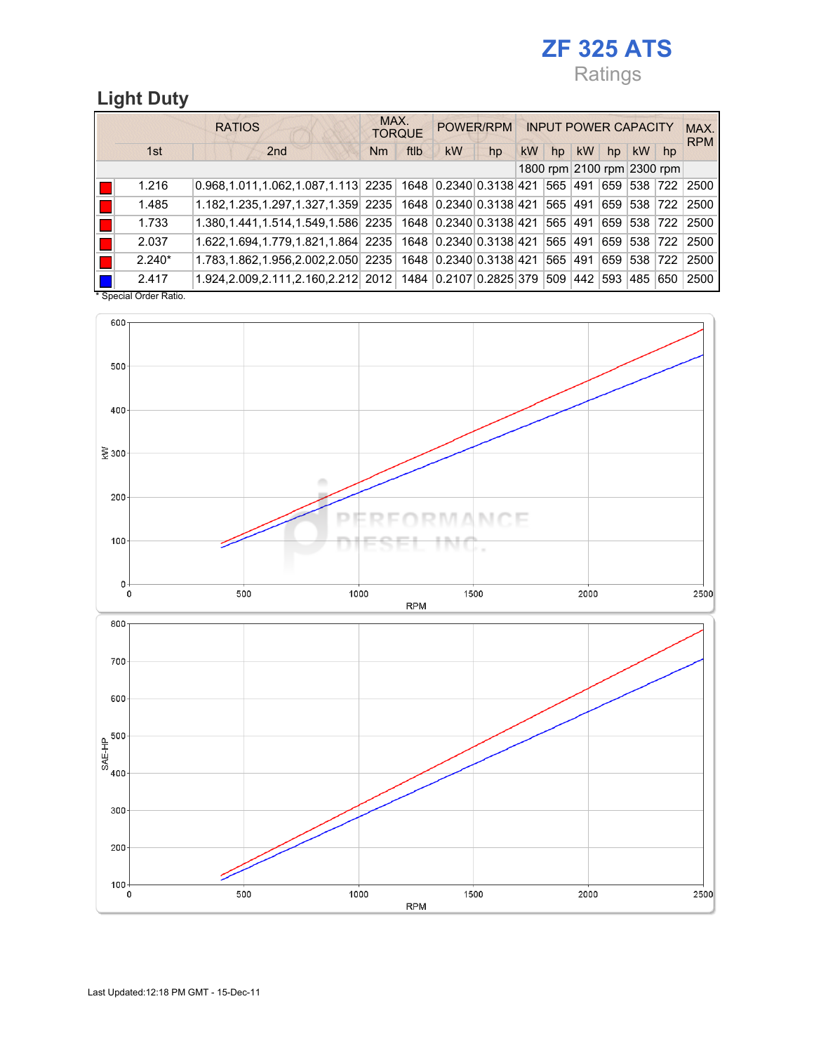# ZF 325 ATS

Ratings

## Light Duty

| | RATIOS | | MAX. TORQUE | | POWER/RPM | | INPUT POWER CAPACITY | | | | | | MAX. RPM |
|---|---|---|---|---|---|---|---|---|---|---|---|---|---|
| | 1st | 2nd | Nm | ftlb | kW | hp | kW | hp | kW | hp | kW | hp | |
| | | | | | | | 1800 rpm | | 2100 rpm | | 2300 rpm | | |
| red | 1.216 | 0.968,1.011,1.062,1.087,1.113 | 2235 | 1648 | 0.2340 | 0.3138 | 421 | 565 | 491 | 659 | 538 | 722 | 2500 |
| red | 1.485 | 1.182,1.235,1.297,1.327,1.359 | 2235 | 1648 | 0.2340 | 0.3138 | 421 | 565 | 491 | 659 | 538 | 722 | 2500 |
| red | 1.733 | 1.380,1.441,1.514,1.549,1.586 | 2235 | 1648 | 0.2340 | 0.3138 | 421 | 565 | 491 | 659 | 538 | 722 | 2500 |
| red | 2.037 | 1.622,1.694,1.779,1.821,1.864 | 2235 | 1648 | 0.2340 | 0.3138 | 421 | 565 | 491 | 659 | 538 | 722 | 2500 |
| red | 2.240* | 1.783,1.862,1.956,2.002,2.050 | 2235 | 1648 | 0.2340 | 0.3138 | 421 | 565 | 491 | 659 | 538 | 722 | 2500 |
| blue | 2.417 | 1.924,2.009,2.111,2.160,2.212 | 2012 | 1484 | 0.2107 | 0.2825 | 379 | 509 | 442 | 593 | 485 | 650 | 2500 |

* Special Order Ratio.

Last Updated:12:18 PM GMT - 15-Dec-11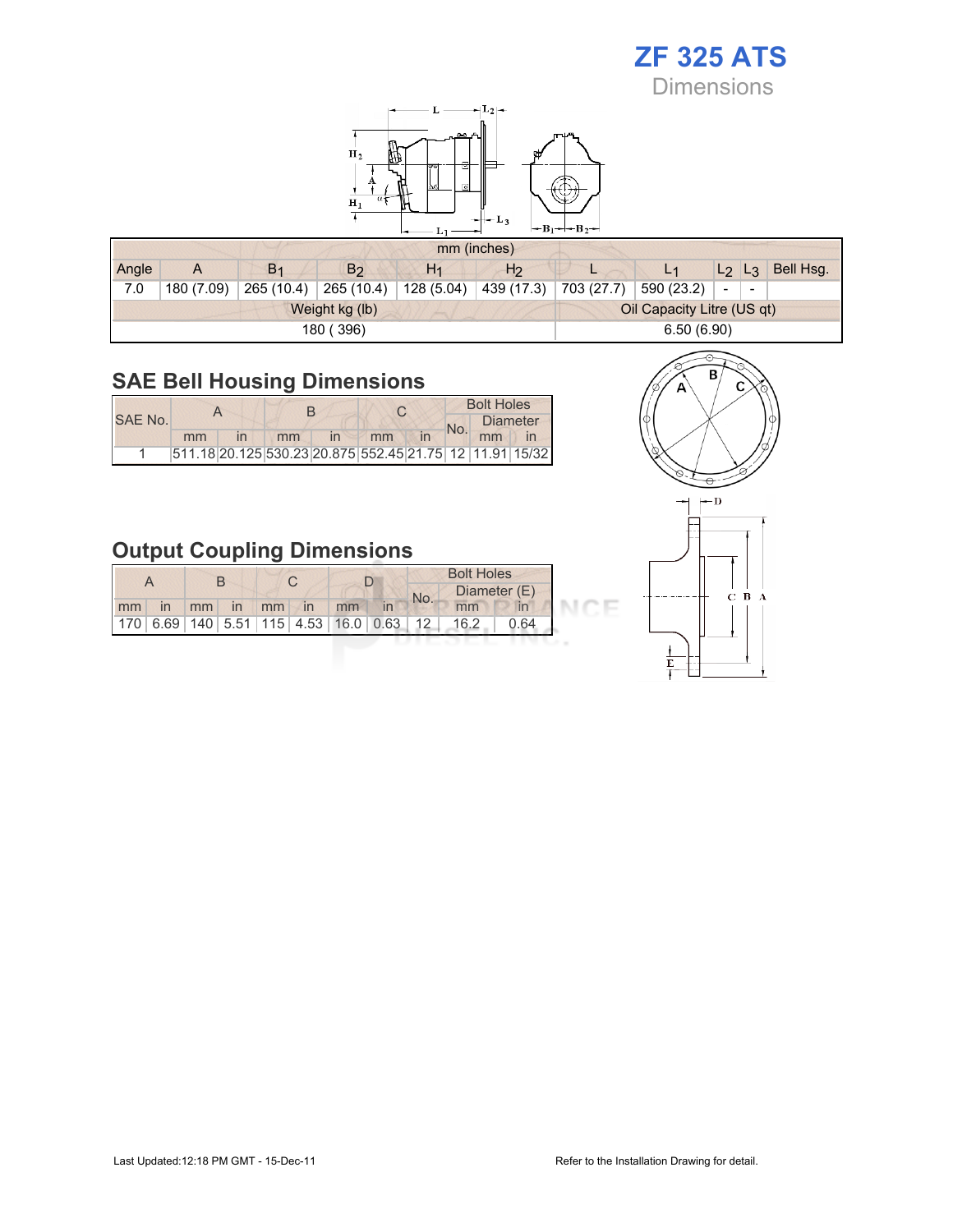# ZF 325 ATS

Dimensions

| mm (inches) | | | | | | | | | | |
|---|---|---|---|---|---|---|---|---|---|---|
| Angle | A | $B_1$ | $B_2$ | $H_1$ | $H_2$ | L | $L_1$ | $L_2$ | $L_3$ | Bell Hsg. |
| 7.0 | 180 (7.09) | 265 (10.4) | 265 (10.4) | 128 (5.04) | 439 (17.3) | 703 (27.7) | 590 (23.2) | - | - | |

| Weight kg (lb) | Oil Capacity Litre (US qt) |
|---|---|
| 180 ( 396) | 6.50 (6.90) |

## SAE Bell Housing Dimensions

| SAE No. | A | | B | | C | | Bolt Holes | | |
|---|---|---|---|---|---|---|---|---|---|
| | | | | | | | No. | Diameter | |
| | mm | in | mm | in | mm | in | | mm | in |
| 1 | 511.18 | 20.125 | 530.23 | 20.875 | 552.45 | 21.75 | 12 | 11.91 | 15/32 |

## Output Coupling Dimensions

| A | | B | | C | | D | | Bolt Holes | | |
|---|---|---|---|---|---|---|---|---|---|---|
| | | | | | | | | No. | Diameter (E) | |
| mm | in | mm | in | mm | in | mm | in | | mm | in |
| 170 | 6.69 | 140 | 5.51 | 115 | 4.53 | 16.0 | 0.63 | 12 | 16.2 | 0.64 |

Last Updated:12:18 PM GMT - 15-Dec-11

Refer to the Installation Drawing for detail.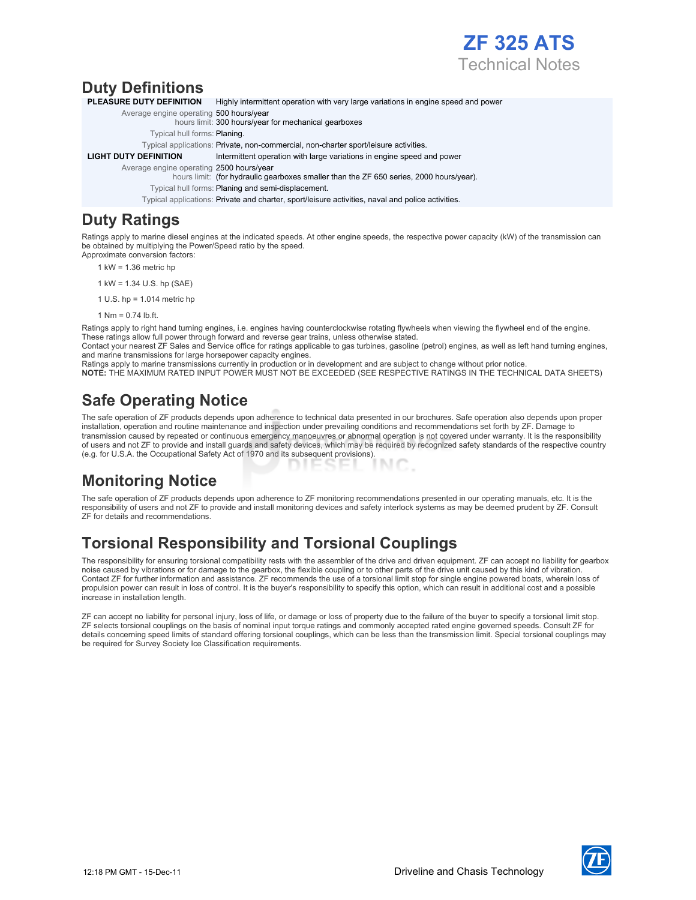# ZF 325 ATS

Technical Notes

## Duty Definitions

| | |
|---|---|
| **PLEASURE DUTY DEFINITION** | Highly intermittent operation with very large variations in engine speed and power |
| Average engine operating hours limit: | 500 hours/year<br>300 hours/year for mechanical gearboxes |
| Typical hull forms: | Planing. |
| Typical applications: | Private, non-commercial, non-charter sport/leisure activities. |
| **LIGHT DUTY DEFINITION** | Intermittent operation with large variations in engine speed and power |
| Average engine operating hours limit: | 2500 hours/year<br>(for hydraulic gearboxes smaller than the ZF 650 series, 2000 hours/year). |
| Typical hull forms: | Planing and semi-displacement. |
| Typical applications: | Private and charter, sport/leisure activities, naval and police activities. |

## Duty Ratings

Ratings apply to marine diesel engines at the indicated speeds. At other engine speeds, the respective power capacity (kW) of the transmission can be obtained by multiplying the Power/Speed ratio by the speed.
Approximate conversion factors:

1 kW = 1.36 metric hp

1 kW = 1.34 U.S. hp (SAE)

1 U.S. hp = 1.014 metric hp

1 Nm = 0.74 lb.ft.

Ratings apply to right hand turning engines, i.e. engines having counterclockwise rotating flywheels when viewing the flywheel end of the engine.
These ratings allow full power through forward and reverse gear trains, unless otherwise stated.
Contact your nearest ZF Sales and Service office for ratings applicable to gas turbines, gasoline (petrol) engines, as well as left hand turning engines, and marine transmissions for large horsepower capacity engines.
Ratings apply to marine transmissions currently in production or in development and are subject to change without prior notice.
**NOTE:** THE MAXIMUM RATED INPUT POWER MUST NOT BE EXCEEDED (SEE RESPECTIVE RATINGS IN THE TECHNICAL DATA SHEETS)

## Safe Operating Notice

The safe operation of ZF products depends upon adherence to technical data presented in our brochures. Safe operation also depends upon proper installation, operation and routine maintenance and inspection under prevailing conditions and recommendations set forth by ZF. Damage to transmission caused by repeated or continuous emergency manoeuvres or abnormal operation is not covered under warranty. It is the responsibility of users and not ZF to provide and install guards and safety devices, which may be required by recognized safety standards of the respective country (e.g. for U.S.A. the Occupational Safety Act of 1970 and its subsequent provisions).

## Monitoring Notice

The safe operation of ZF products depends upon adherence to ZF monitoring recommendations presented in our operating manuals, etc. It is the responsibility of users and not ZF to provide and install monitoring devices and safety interlock systems as may be deemed prudent by ZF. Consult ZF for details and recommendations.

## Torsional Responsibility and Torsional Couplings

The responsibility for ensuring torsional compatibility rests with the assembler of the drive and driven equipment. ZF can accept no liability for gearbox noise caused by vibrations or for damage to the gearbox, the flexible coupling or to other parts of the drive unit caused by this kind of vibration. Contact ZF for further information and assistance. ZF recommends the use of a torsional limit stop for single engine powered boats, wherein loss of propulsion power can result in loss of control. It is the buyer's responsibility to specify this option, which can result in additional cost and a possible increase in installation length.

ZF can accept no liability for personal injury, loss of life, or damage or loss of property due to the failure of the buyer to specify a torsional limit stop. ZF selects torsional couplings on the basis of nominal input torque ratings and commonly accepted rated engine governed speeds. Consult ZF for details concerning speed limits of standard offering torsional couplings, which can be less than the transmission limit. Special torsional couplings may be required for Survey Society Ice Classification requirements.